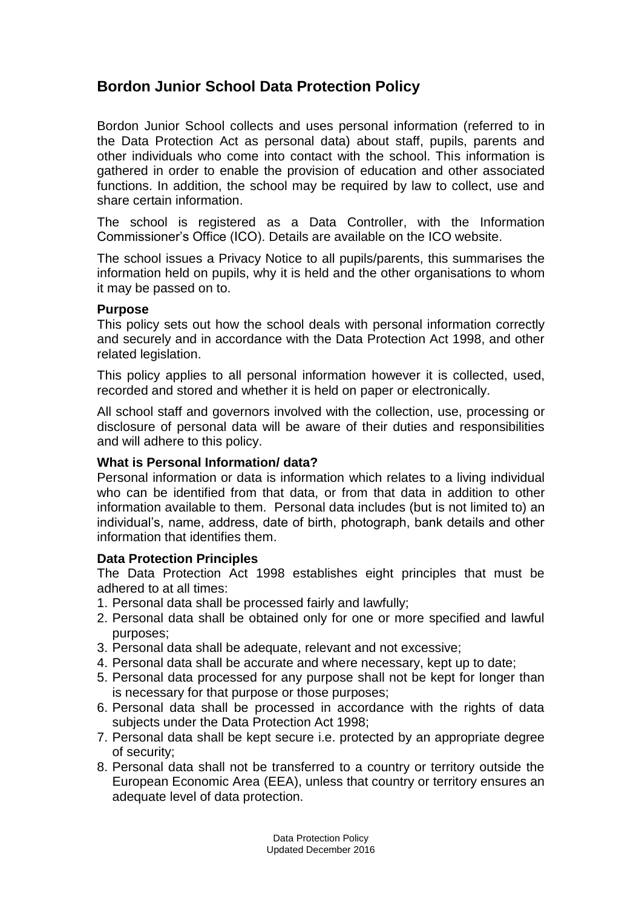# Bordon Junior School Data Protection Policy

Bordon Junior School collects and uses personal information (referred to in the Data Protection Act as personal data) about staff, pupils, parents and other individuals who come into contact with the school. This information is gathered in order to enable the provision of education and other associated functions. In addition, the school may be required by law to collect, use and share certain information.

The school is registered as a Data Controller, with the Information Commissioner's Office (ICO). Details are available on the ICO website.

The school issues a Privacy Notice to all pupils/parents, this summarises the information held on pupils, why it is held and the other organisations to whom it may be passed on to.

**Purpose**

This policy sets out how the school deals with personal information correctly and securely and in accordance with the Data Protection Act 1998, and other related legislation.

This policy applies to all personal information however it is collected, used, recorded and stored and whether it is held on paper or electronically.

All school staff and governors involved with the collection, use, processing or disclosure of personal data will be aware of their duties and responsibilities and will adhere to this policy.

**What is Personal Information/ data?**

Personal information or data is information which relates to a living individual who can be identified from that data, or from that data in addition to other information available to them. Personal data includes (but is not limited to) an individual's, name, address, date of birth, photograph, bank details and other information that identifies them.

**Data Protection Principles**

The Data Protection Act 1998 establishes eight principles that must be adhered to at all times:

1. Personal data shall be processed fairly and lawfully;
2. Personal data shall be obtained only for one or more specified and lawful purposes;
3. Personal data shall be adequate, relevant and not excessive;
4. Personal data shall be accurate and where necessary, kept up to date;
5. Personal data processed for any purpose shall not be kept for longer than is necessary for that purpose or those purposes;
6. Personal data shall be processed in accordance with the rights of data subjects under the Data Protection Act 1998;
7. Personal data shall be kept secure i.e. protected by an appropriate degree of security;
8. Personal data shall not be transferred to a country or territory outside the European Economic Area (EEA), unless that country or territory ensures an adequate level of data protection.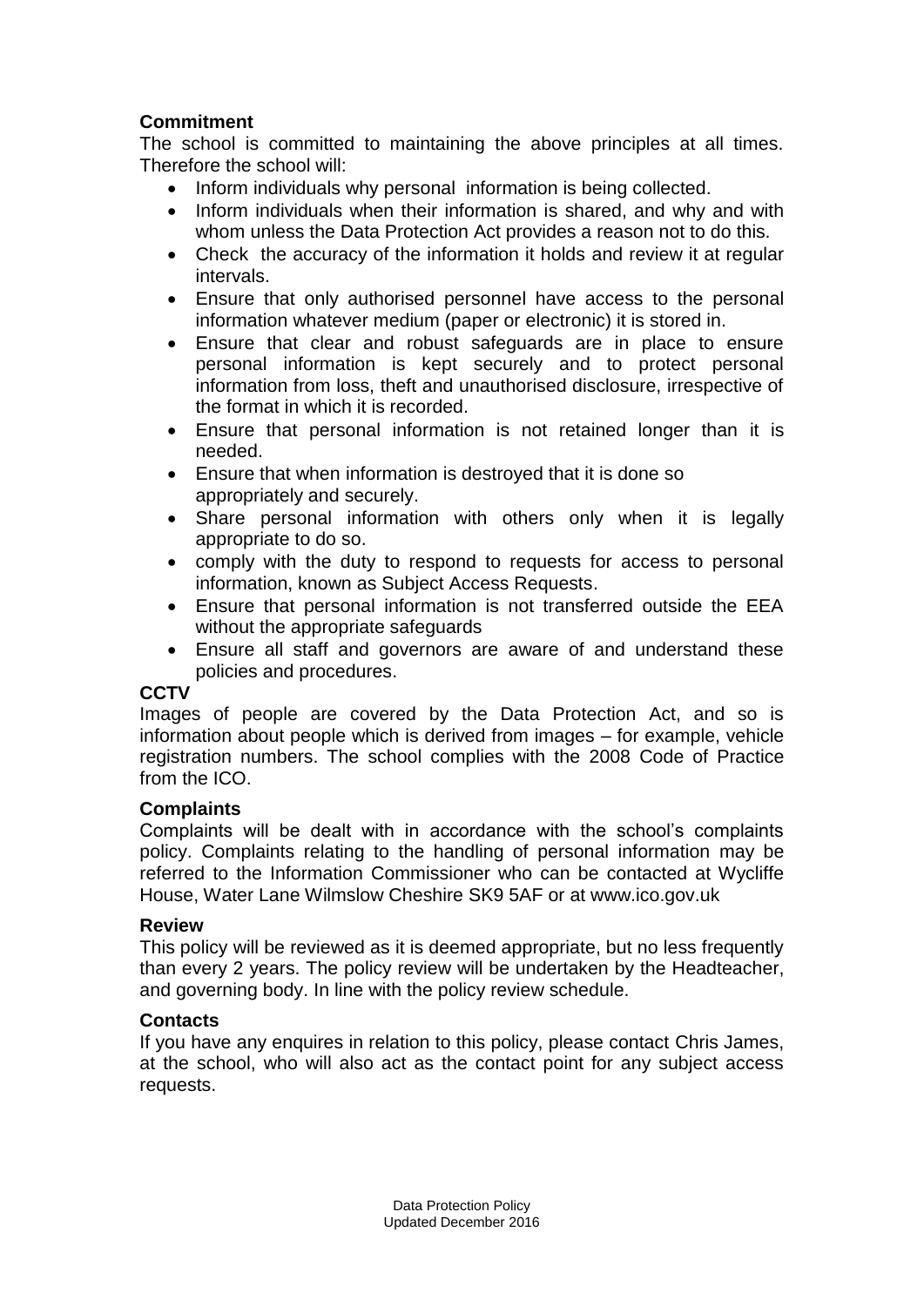**Commitment**

The school is committed to maintaining the above principles at all times. Therefore the school will:

- Inform individuals why personal information is being collected.
- Inform individuals when their information is shared, and why and with whom unless the Data Protection Act provides a reason not to do this.
- Check the accuracy of the information it holds and review it at regular intervals.
- Ensure that only authorised personnel have access to the personal information whatever medium (paper or electronic) it is stored in.
- Ensure that clear and robust safeguards are in place to ensure personal information is kept securely and to protect personal information from loss, theft and unauthorised disclosure, irrespective of the format in which it is recorded.
- Ensure that personal information is not retained longer than it is needed.
- Ensure that when information is destroyed that it is done so appropriately and securely.
- Share personal information with others only when it is legally appropriate to do so.
- comply with the duty to respond to requests for access to personal information, known as Subject Access Requests.
- Ensure that personal information is not transferred outside the EEA without the appropriate safeguards
- Ensure all staff and governors are aware of and understand these policies and procedures.

**CCTV**

Images of people are covered by the Data Protection Act, and so is information about people which is derived from images – for example, vehicle registration numbers. The school complies with the 2008 Code of Practice from the ICO.

**Complaints**

Complaints will be dealt with in accordance with the school's complaints policy. Complaints relating to the handling of personal information may be referred to the Information Commissioner who can be contacted at Wycliffe House, Water Lane Wilmslow Cheshire SK9 5AF or at www.ico.gov.uk

**Review**

This policy will be reviewed as it is deemed appropriate, but no less frequently than every 2 years. The policy review will be undertaken by the Headteacher, and governing body. In line with the policy review schedule.

**Contacts**

If you have any enquires in relation to this policy, please contact Chris James, at the school, who will also act as the contact point for any subject access requests.